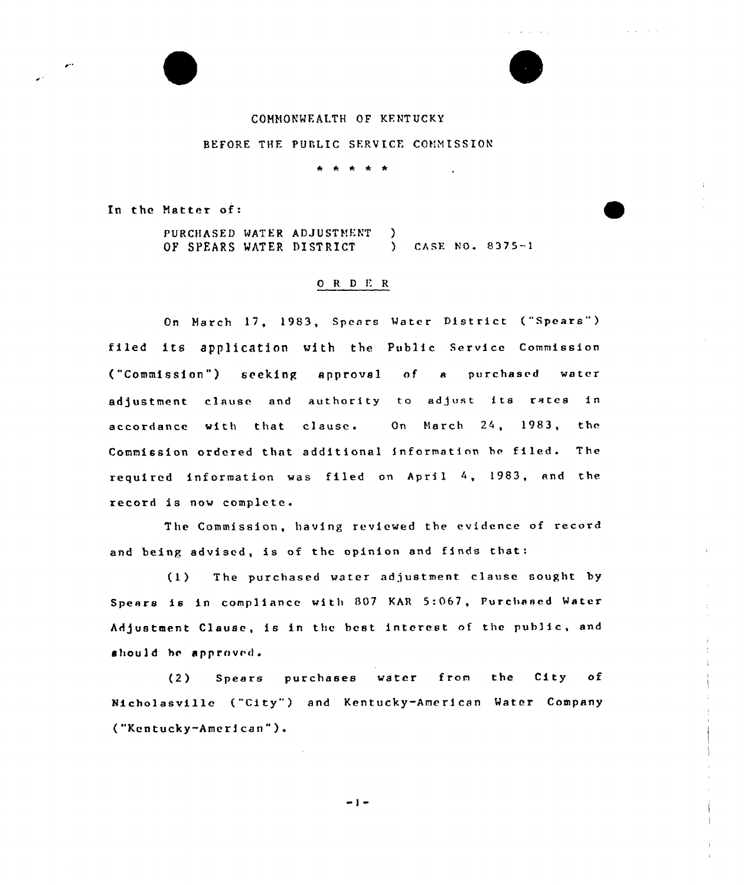COMMONWEALTH OF KENTUCKY

BEFORE THE PUBLIC SERVICE COMMISSION

\* \* \* \* \*

In the Matter of:

PURCHASED WATER ADJUSTMENT )
OF SPEARS WATER DISTRICT ) CASE NO. 8375-1

## O R D E R

On March 17, 1983, Spears Water District ("Spears") filed its application with the Public Service Commission ("Commission") seeking approval of a purchased water adjustment clause and authority to adjust its rates in accordance with that clause. On March 24, 1983, the Commission ordered that additional information be filed. The required information was filed on April 4, 1983, and the record is now complete.

The Commission, having reviewed the evidence of record and being advised, is of the opinion and finds that:

(1) The purchased water adjustment clause sought by Spears is in compliance with 807 KAR 5:067, Purchased Water Adjustment Clause, is in the best interest of the public, and should be approved.

(2) Spears purchases water from the City of Nicholasville ("City") and Kentucky-American Water Company ("Kentucky-American").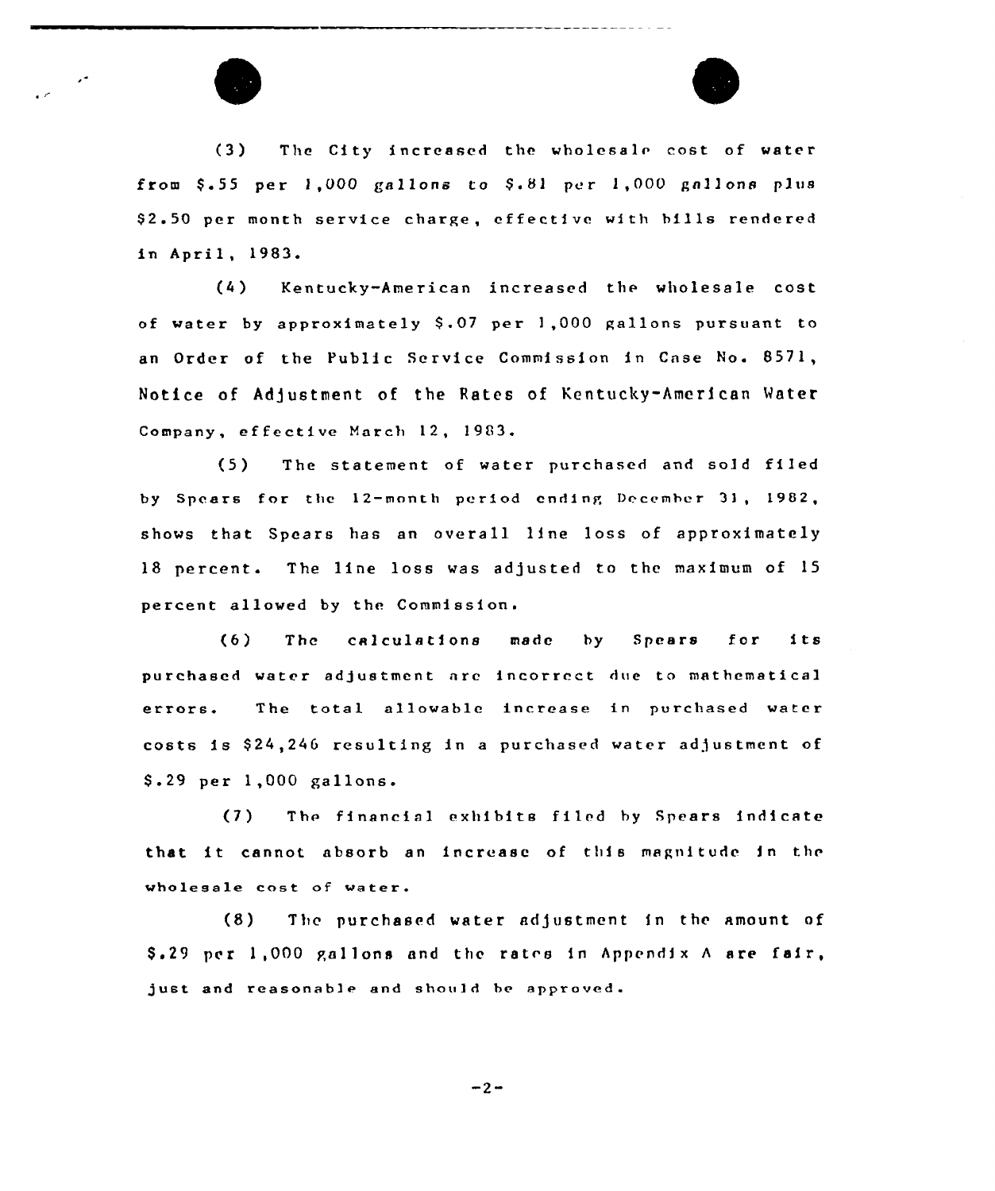(3) The City increased the wholesale cost of water from $.55 per 1,000 gallons to $.81 per 1,000 gallons plus $2.50 per month service charge, effective with bills rendered in April, 1983.

(4) Kentucky-American increased the wholesale cost of water by approximately $.07 per 1,000 gallons pursuant to an Order of the Public Service Commission in Case No. 8571, Notice of Adjustment of the Rates of Kentucky-American Water Company, effective March 12, 1983.

(5) The statement of water purchased and sold filed by Spears for the 12-month period ending December 31, 1982, shows that Spears has an overall line loss of approximately 18 percent. The line loss was adjusted to the maximum of 15 percent allowed by the Commission.

(6) The calculations made by Spears for its purchased water adjustment are incorrect due to mathematical errors. The total allowable increase in purchased water costs is $24,246 resulting in a purchased water adjustment of $.29 per 1,000 gallons.

(7) The financial exhibits filed by Spears indicate that it cannot absorb an increase of this magnitude in the wholesale cost of water.

(8) The purchased water adjustment in the amount of $.29 per 1,000 gallons and the rates in Appendix A are fair, just and reasonable and should be approved.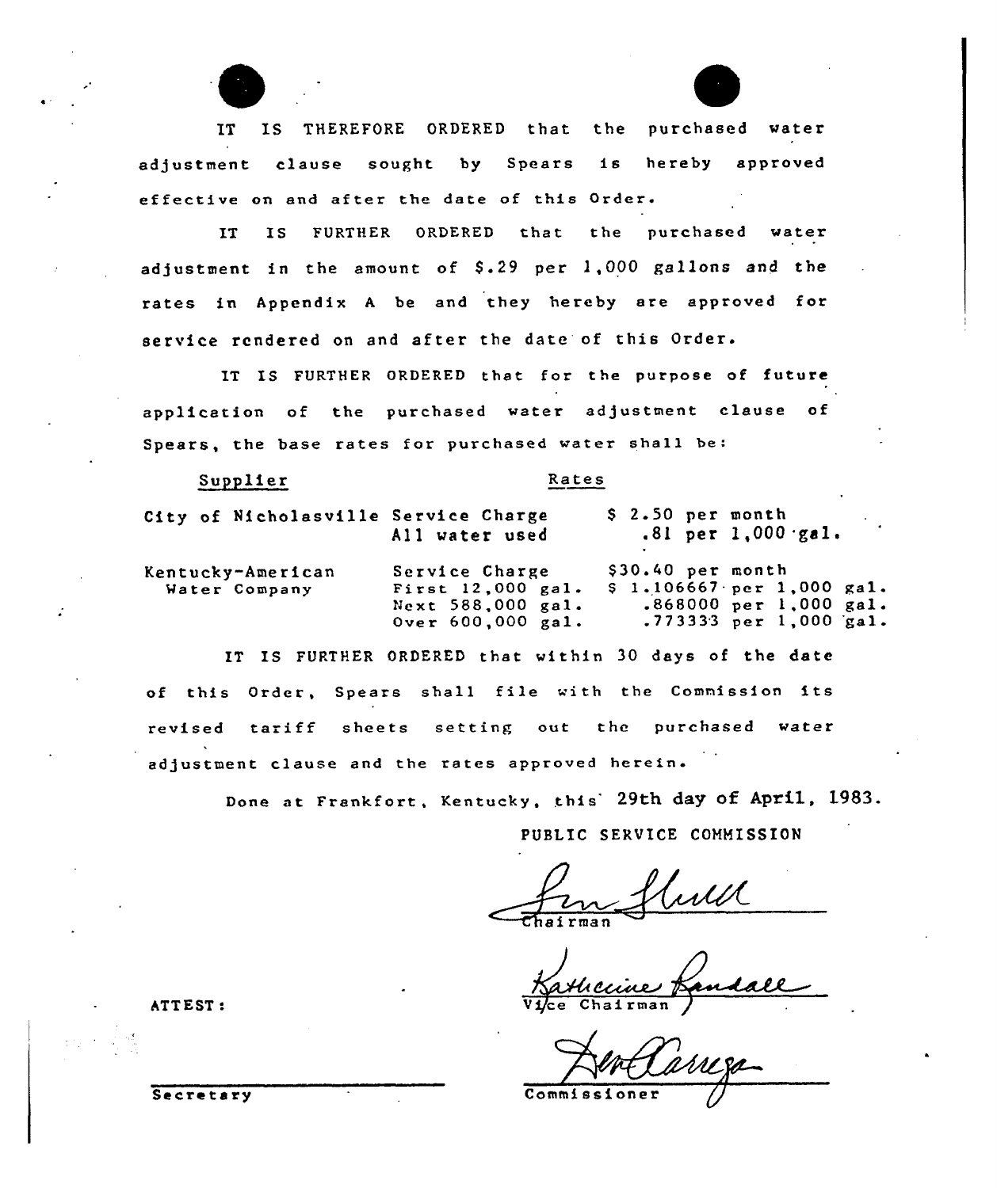IT IS THEREFORE ORDERED that the purchased water adjustment clause sought by Spears is hereby approved effective on and after the date of this Order.

IT IS FURTHER ORDERED that the purchased water adjustment in the amount of $.29 per 1,000 gallons and the rates in Appendix A be and they hereby are approved for service rendered on and after the date of this Order.

IT IS FURTHER ORDERED that for the purpose of future application of the purchased water adjustment clause of Spears, the base rates for purchased water shall be:

| Supplier | Rates | |
|---|---|---|
| City of Nicholasville | Service Charge | $ 2.50 per month |
| | All water used | .81 per 1,000 gal. |
| Kentucky-American Water Company | Service Charge | $30.40 per month |
| | First 12,000 gal. | $ 1.106667 per 1,000 gal. |
| | Next 588,000 gal. | .868000 per 1,000 gal. |
| | Over 600,000 gal. | .773333 per 1,000 gal. |

IT IS FURTHER ORDERED that within 30 days of the date of this Order, Spears shall file with the Commission its revised tariff sheets setting out the purchased water adjustment clause and the rates approved herein.

Done at Frankfort, Kentucky, this 29th day of April, 1983.

PUBLIC SERVICE COMMISSION

Chairman

Vice Chairman

Commissioner

ATTEST:

Secretary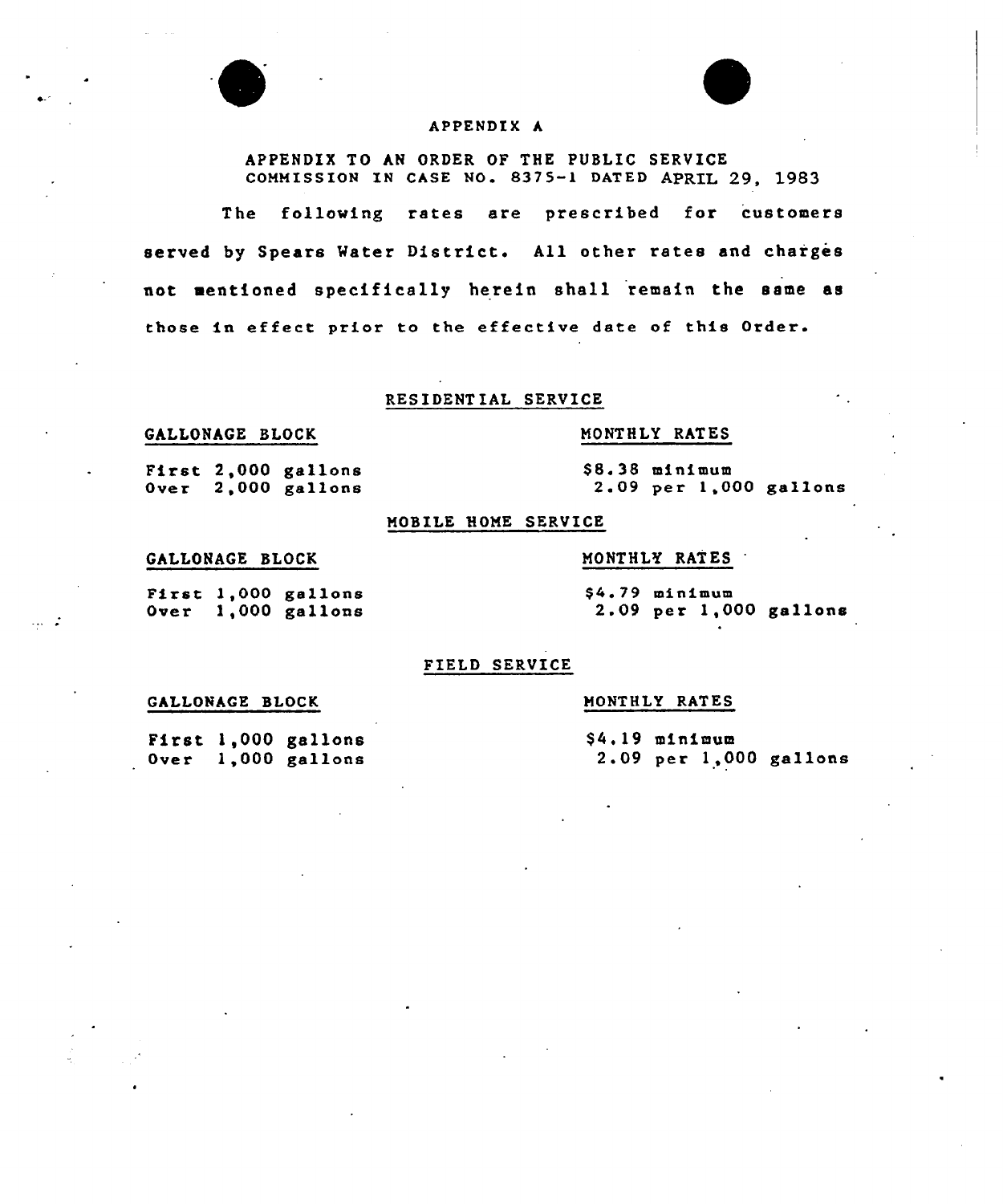APPENDIX A

APPENDIX TO AN ORDER OF THE PUBLIC SERVICE COMMISSION IN CASE NO. 8375-1 DATED APRIL 29, 1983

The following rates are prescribed for customers served by Spears Water District. All other rates and charges not mentioned specifically herein shall remain the same as those in effect prior to the effective date of this Order.

## RESIDENTIAL SERVICE

| GALLONAGE BLOCK | MONTHLY RATES |
| --- | --- |
| First 2,000 gallons | $8.38 minimum |
| Over 2,000 gallons | 2.09 per 1,000 gallons |

## MOBILE HOME SERVICE

| GALLONAGE BLOCK | MONTHLY RATES |
| --- | --- |
| First 1,000 gallons | $4.79 minimum |
| Over 1,000 gallons | 2.09 per 1,000 gallons |

## FIELD SERVICE

| GALLONAGE BLOCK | MONTHLY RATES |
| --- | --- |
| First 1,000 gallons | $4.19 minimum |
| Over 1,000 gallons | 2.09 per 1,000 gallons |